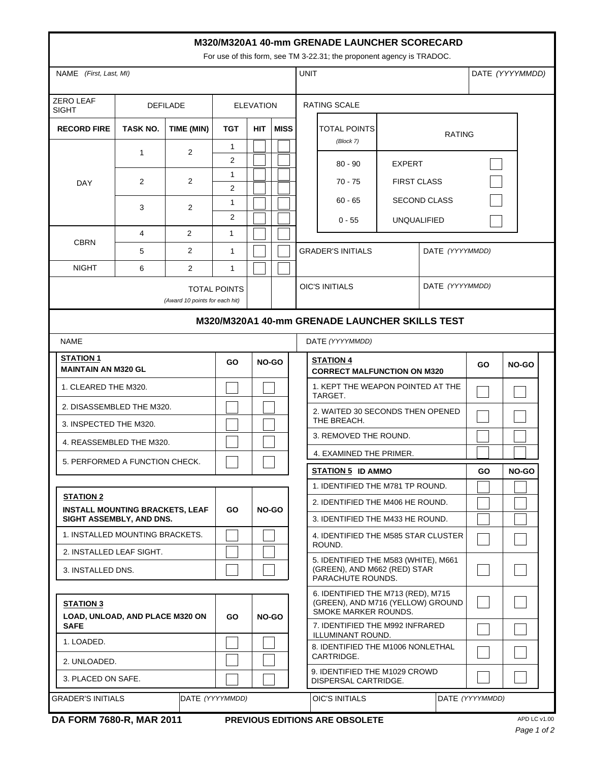# M320/M320A1 40-mm GRENADE LAUNCHER SCORECARD

For use of this form, see TM 3-22.31; the proponent agency is TRADOC.

| NAME *(First, Last, MI)* | UNIT | DATE *(YYYYMMDD)* |
|---|---|---|
| | | |

| ZERO LEAF SIGHT | DEFILADE | | ELEVATION | | |
|---|---|---|---|---|---|
| **RECORD FIRE** | **TASK NO.** | **TIME (MIN)** | **TGT** | **HIT** | **MISS** |
| DAY | 1 | 2 | 1 | ☐ | ☐ |
| | | | 2 | ☐ | ☐ |
| | 2 | 2 | 1 | ☐ | ☐ |
| | | | 2 | ☐ | ☐ |
| | 3 | 2 | 1 | ☐ | ☐ |
| | | | 2 | ☐ | ☐ |
| CBRN | 4 | 2 | 1 | ☐ | ☐ |
| | 5 | 2 | 1 | ☐ | ☐ |
| NIGHT | 6 | 2 | 1 | ☐ | ☐ |
| TOTAL POINTS *(Award 10 points for each hit)* | | | | | |

RATING SCALE

| TOTAL POINTS *(Block 7)* | RATING | |
|---|---|---|
| 80 - 90 | EXPERT | ☐ |
| 70 - 75 | FIRST CLASS | ☐ |
| 60 - 65 | SECOND CLASS | ☐ |
| 0 - 55 | UNQUALIFIED | ☐ |

| GRADER'S INITIALS | DATE *(YYYYMMDD)* |
|---|---|
| OIC'S INITIALS | DATE *(YYYYMMDD)* |

## M320/M320A1 40-mm GRENADE LAUNCHER SKILLS TEST

| NAME | DATE *(YYYYMMDD)* |
|---|---|
| | |

| **STATION 1** **MAINTAIN AN M320 GL** | **GO** | **NO-GO** |
|---|---|---|
| 1. CLEARED THE M320. | ☐ | ☐ |
| 2. DISASSEMBLED THE M320. | ☐ | ☐ |
| 3. INSPECTED THE M320. | ☐ | ☐ |
| 4. REASSEMBLED THE M320. | ☐ | ☐ |
| 5. PERFORMED A FUNCTION CHECK. | ☐ | ☐ |

| **STATION 2** **INSTALL MOUNTING BRACKETS, LEAF SIGHT ASSEMBLY, AND DNS.** | **GO** | **NO-GO** |
|---|---|---|
| 1. INSTALLED MOUNTING BRACKETS. | ☐ | ☐ |
| 2. INSTALLED LEAF SIGHT. | ☐ | ☐ |
| 3. INSTALLED DNS. | ☐ | ☐ |

| **STATION 3** **LOAD, UNLOAD, AND PLACE M320 ON SAFE** | **GO** | **NO-GO** |
|---|---|---|
| 1. LOADED. | ☐ | ☐ |
| 2. UNLOADED. | ☐ | ☐ |
| 3. PLACED ON SAFE. | ☐ | ☐ |

| **STATION 4** **CORRECT MALFUNCTION ON M320** | **GO** | **NO-GO** |
|---|---|---|
| 1. KEPT THE WEAPON POINTED AT THE TARGET. | ☐ | ☐ |
| 2. WAITED 30 SECONDS THEN OPENED THE BREACH. | ☐ | ☐ |
| 3. REMOVED THE ROUND. | ☐ | ☐ |
| 4. EXAMINED THE PRIMER. | ☐ | ☐ |

| **STATION 5 ID AMMO** | **GO** | **NO-GO** |
|---|---|---|
| 1. IDENTIFIED THE M781 TP ROUND. | ☐ | ☐ |
| 2. IDENTIFIED THE M406 HE ROUND. | ☐ | ☐ |
| 3. IDENTIFIED THE M433 HE ROUND. | ☐ | ☐ |
| 4. IDENTIFIED THE M585 STAR CLUSTER ROUND. | ☐ | ☐ |
| 5. IDENTIFIED THE M583 (WHITE), M661 (GREEN), AND M662 (RED) STAR PARACHUTE ROUNDS. | ☐ | ☐ |
| 6. IDENTIFIED THE M713 (RED), M715 (GREEN), AND M716 (YELLOW) GROUND SMOKE MARKER ROUNDS. | ☐ | ☐ |
| 7. IDENTIFIED THE M992 INFRARED ILLUMINANT ROUND. | ☐ | ☐ |
| 8. IDENTIFIED THE M1006 NONLETHAL CARTRIDGE. | ☐ | ☐ |
| 9. IDENTIFIED THE M1029 CROWD DISPERSAL CARTRIDGE. | ☐ | ☐ |

| GRADER'S INITIALS | DATE *(YYYYMMDD)* | OIC'S INITIALS | DATE *(YYYYMMDD)* |
|---|---|---|---|
| | | | |

**DA FORM 7680-R, MAR 2011** **PREVIOUS EDITIONS ARE OBSOLETE** APD LC v1.00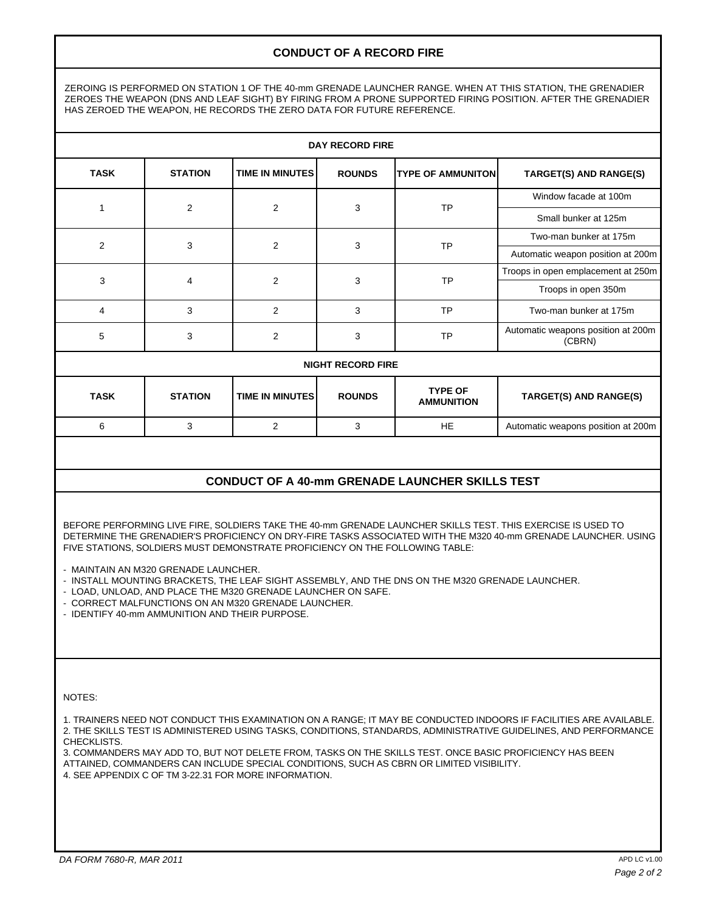## CONDUCT OF A RECORD FIRE

ZEROING IS PERFORMED ON STATION 1 OF THE 40-mm GRENADE LAUNCHER RANGE. WHEN AT THIS STATION, THE GRENADIER ZEROES THE WEAPON (DNS AND LEAF SIGHT) BY FIRING FROM A PRONE SUPPORTED FIRING POSITION. AFTER THE GRENADIER HAS ZEROED THE WEAPON, HE RECORDS THE ZERO DATA FOR FUTURE REFERENCE.

### DAY RECORD FIRE

| TASK | STATION | TIME IN MINUTES | ROUNDS | TYPE OF AMMUNITON | TARGET(S) AND RANGE(S) |
|---|---|---|---|---|---|
| 1 | 2 | 2 | 3 | TP | Window facade at 100m |
| | | | | | Small bunker at 125m |
| 2 | 3 | 2 | 3 | TP | Two-man bunker at 175m |
| | | | | | Automatic weapon position at 200m |
| 3 | 4 | 2 | 3 | TP | Troops in open emplacement at 250m |
| | | | | | Troops in open 350m |
| 4 | 3 | 2 | 3 | TP | Two-man bunker at 175m |
| 5 | 3 | 2 | 3 | TP | Automatic weapons position at 200m (CBRN) |

### NIGHT RECORD FIRE

| TASK | STATION | TIME IN MINUTES | ROUNDS | TYPE OF AMMUNITION | TARGET(S) AND RANGE(S) |
|---|---|---|---|---|---|
| 6 | 3 | 2 | 3 | HE | Automatic weapons position at 200m |

## CONDUCT OF A 40-mm GRENADE LAUNCHER SKILLS TEST

BEFORE PERFORMING LIVE FIRE, SOLDIERS TAKE THE 40-mm GRENADE LAUNCHER SKILLS TEST. THIS EXERCISE IS USED TO DETERMINE THE GRENADIER'S PROFICIENCY ON DRY-FIRE TASKS ASSOCIATED WITH THE M320 40-mm GRENADE LAUNCHER. USING FIVE STATIONS, SOLDIERS MUST DEMONSTRATE PROFICIENCY ON THE FOLLOWING TABLE:

- MAINTAIN AN M320 GRENADE LAUNCHER.
- INSTALL MOUNTING BRACKETS, THE LEAF SIGHT ASSEMBLY, AND THE DNS ON THE M320 GRENADE LAUNCHER.
- LOAD, UNLOAD, AND PLACE THE M320 GRENADE LAUNCHER ON SAFE.
- CORRECT MALFUNCTIONS ON AN M320 GRENADE LAUNCHER.
- IDENTIFY 40-mm AMMUNITION AND THEIR PURPOSE.

NOTES:

1. TRAINERS NEED NOT CONDUCT THIS EXAMINATION ON A RANGE; IT MAY BE CONDUCTED INDOORS IF FACILITIES ARE AVAILABLE.
2. THE SKILLS TEST IS ADMINISTERED USING TASKS, CONDITIONS, STANDARDS, ADMINISTRATIVE GUIDELINES, AND PERFORMANCE CHECKLISTS.
3. COMMANDERS MAY ADD TO, BUT NOT DELETE FROM, TASKS ON THE SKILLS TEST. ONCE BASIC PROFICIENCY HAS BEEN ATTAINED, COMMANDERS CAN INCLUDE SPECIAL CONDITIONS, SUCH AS CBRN OR LIMITED VISIBILITY.
4. SEE APPENDIX C OF TM 3-22.31 FOR MORE INFORMATION.

*DA FORM 7680-R, MAR 2011* APD LC v1.00